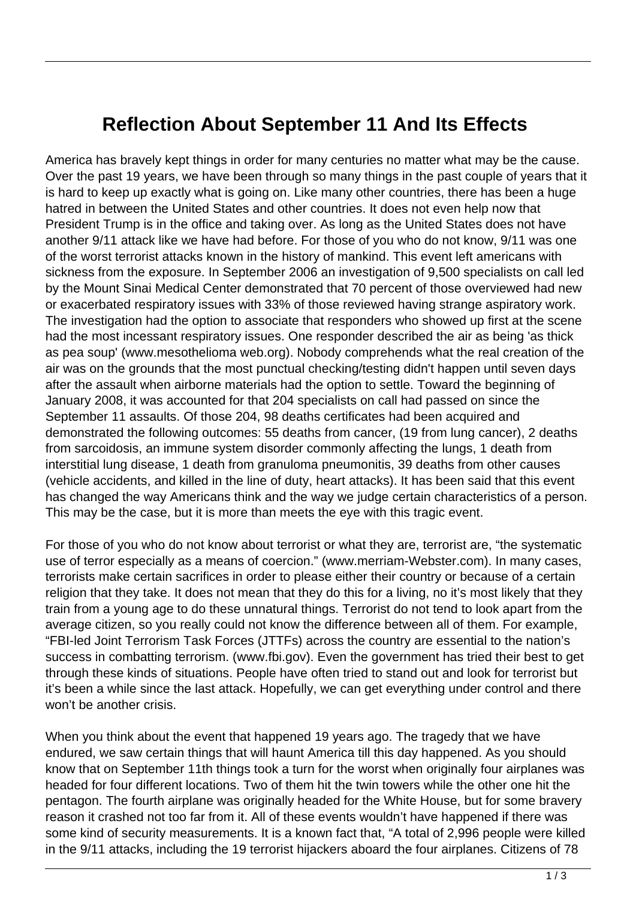# Reflection About September 11 And Its Effects

America has bravely kept things in order for many centuries no matter what may be the cause. Over the past 19 years, we have been through so many things in the past couple of years that it is hard to keep up exactly what is going on. Like many other countries, there has been a huge hatred in between the United States and other countries. It does not even help now that President Trump is in the office and taking over. As long as the United States does not have another 9/11 attack like we have had before. For those of you who do not know, 9/11 was one of the worst terrorist attacks known in the history of mankind. This event left americans with sickness from the exposure. In September 2006 an investigation of 9,500 specialists on call led by the Mount Sinai Medical Center demonstrated that 70 percent of those overviewed had new or exacerbated respiratory issues with 33% of those reviewed having strange aspiratory work. The investigation had the option to associate that responders who showed up first at the scene had the most incessant respiratory issues. One responder described the air as being 'as thick as pea soup' (www.mesothelioma web.org). Nobody comprehends what the real creation of the air was on the grounds that the most punctual checking/testing didn't happen until seven days after the assault when airborne materials had the option to settle. Toward the beginning of January 2008, it was accounted for that 204 specialists on call had passed on since the September 11 assaults. Of those 204, 98 deaths certificates had been acquired and demonstrated the following outcomes: 55 deaths from cancer, (19 from lung cancer), 2 deaths from sarcoidosis, an immune system disorder commonly affecting the lungs, 1 death from interstitial lung disease, 1 death from granuloma pneumonitis, 39 deaths from other causes (vehicle accidents, and killed in the line of duty, heart attacks). It has been said that this event has changed the way Americans think and the way we judge certain characteristics of a person. This may be the case, but it is more than meets the eye with this tragic event.

For those of you who do not know about terrorist or what they are, terrorist are, “the systematic use of terror especially as a means of coercion.” (www.merriam-Webster.com). In many cases, terrorists make certain sacrifices in order to please either their country or because of a certain religion that they take. It does not mean that they do this for a living, no it’s most likely that they train from a young age to do these unnatural things. Terrorist do not tend to look apart from the average citizen, so you really could not know the difference between all of them. For example, “FBI-led Joint Terrorism Task Forces (JTTFs) across the country are essential to the nation’s success in combatting terrorism. (www.fbi.gov). Even the government has tried their best to get through these kinds of situations. People have often tried to stand out and look for terrorist but it’s been a while since the last attack. Hopefully, we can get everything under control and there won’t be another crisis.

When you think about the event that happened 19 years ago. The tragedy that we have endured, we saw certain things that will haunt America till this day happened. As you should know that on September 11th things took a turn for the worst when originally four airplanes was headed for four different locations. Two of them hit the twin towers while the other one hit the pentagon. The fourth airplane was originally headed for the White House, but for some bravery reason it crashed not too far from it. All of these events wouldn’t have happened if there was some kind of security measurements. It is a known fact that, “A total of 2,996 people were killed in the 9/11 attacks, including the 19 terrorist hijackers aboard the four airplanes. Citizens of 78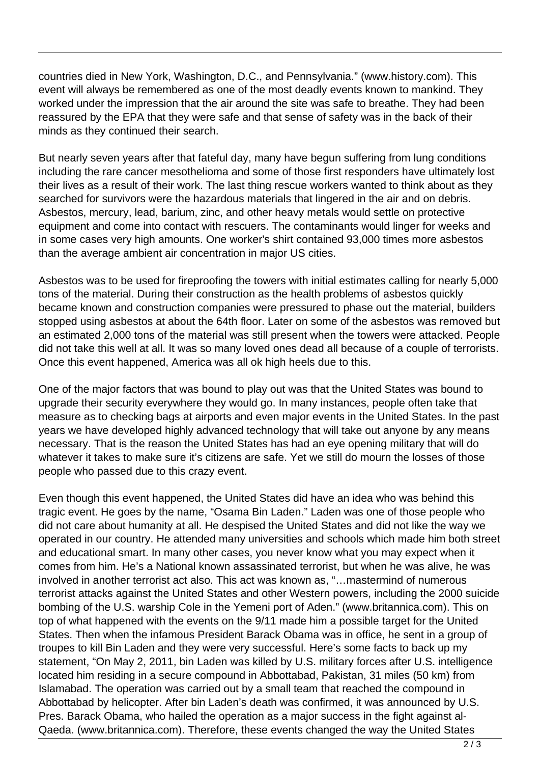countries died in New York, Washington, D.C., and Pennsylvania." (www.history.com). This event will always be remembered as one of the most deadly events known to mankind. They worked under the impression that the air around the site was safe to breathe. They had been reassured by the EPA that they were safe and that sense of safety was in the back of their minds as they continued their search.

But nearly seven years after that fateful day, many have begun suffering from lung conditions including the rare cancer mesothelioma and some of those first responders have ultimately lost their lives as a result of their work. The last thing rescue workers wanted to think about as they searched for survivors were the hazardous materials that lingered in the air and on debris. Asbestos, mercury, lead, barium, zinc, and other heavy metals would settle on protective equipment and come into contact with rescuers. The contaminants would linger for weeks and in some cases very high amounts. One worker's shirt contained 93,000 times more asbestos than the average ambient air concentration in major US cities.

Asbestos was to be used for fireproofing the towers with initial estimates calling for nearly 5,000 tons of the material. During their construction as the health problems of asbestos quickly became known and construction companies were pressured to phase out the material, builders stopped using asbestos at about the 64th floor. Later on some of the asbestos was removed but an estimated 2,000 tons of the material was still present when the towers were attacked. People did not take this well at all. It was so many loved ones dead all because of a couple of terrorists. Once this event happened, America was all ok high heels due to this.

One of the major factors that was bound to play out was that the United States was bound to upgrade their security everywhere they would go. In many instances, people often take that measure as to checking bags at airports and even major events in the United States. In the past years we have developed highly advanced technology that will take out anyone by any means necessary. That is the reason the United States has had an eye opening military that will do whatever it takes to make sure it's citizens are safe. Yet we still do mourn the losses of those people who passed due to this crazy event.

Even though this event happened, the United States did have an idea who was behind this tragic event. He goes by the name, "Osama Bin Laden." Laden was one of those people who did not care about humanity at all. He despised the United States and did not like the way we operated in our country. He attended many universities and schools which made him both street and educational smart. In many other cases, you never know what you may expect when it comes from him. He's a National known assassinated terrorist, but when he was alive, he was involved in another terrorist act also. This act was known as, "…mastermind of numerous terrorist attacks against the United States and other Western powers, including the 2000 suicide bombing of the U.S. warship Cole in the Yemeni port of Aden." (www.britannica.com). This on top of what happened with the events on the 9/11 made him a possible target for the United States. Then when the infamous President Barack Obama was in office, he sent in a group of troupes to kill Bin Laden and they were very successful. Here's some facts to back up my statement, "On May 2, 2011, bin Laden was killed by U.S. military forces after U.S. intelligence located him residing in a secure compound in Abbottabad, Pakistan, 31 miles (50 km) from Islamabad. The operation was carried out by a small team that reached the compound in Abbottabad by helicopter. After bin Laden's death was confirmed, it was announced by U.S. Pres. Barack Obama, who hailed the operation as a major success in the fight against al-Qaeda. (www.britannica.com). Therefore, these events changed the way the United States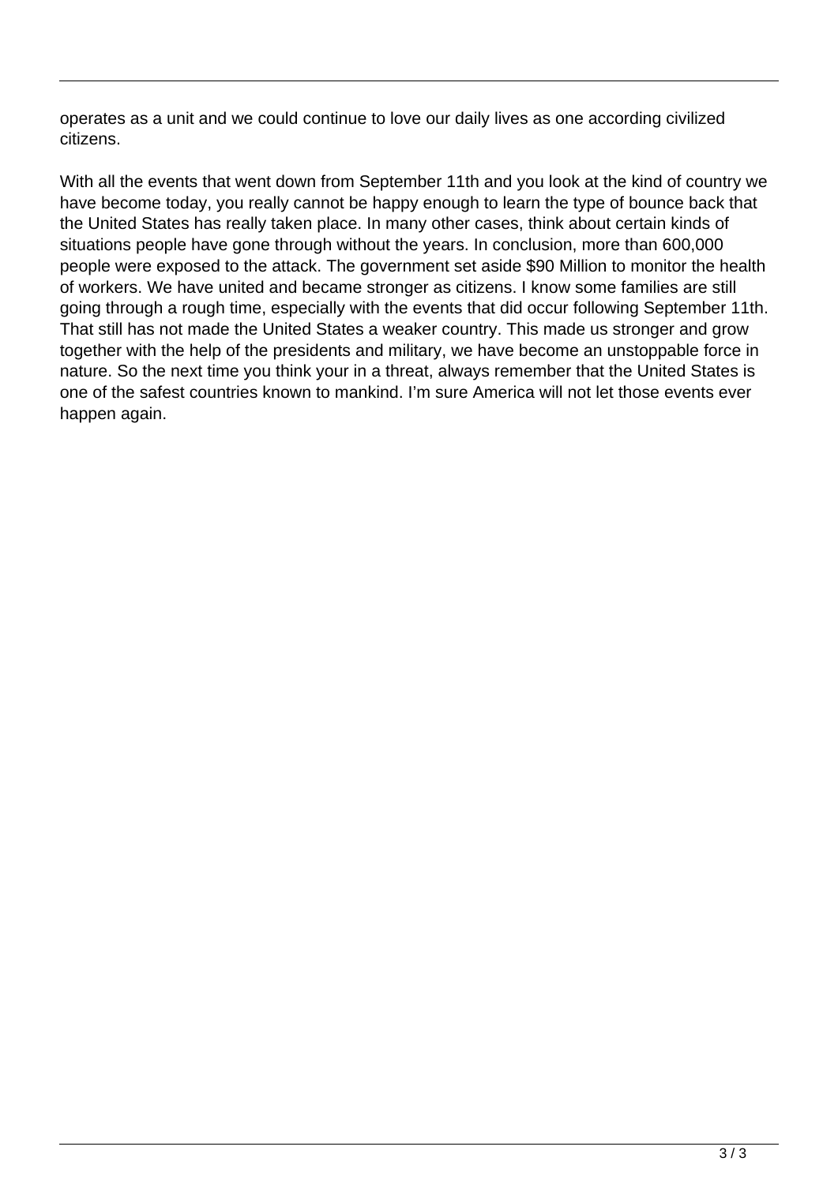operates as a unit and we could continue to love our daily lives as one according civilized citizens.

With all the events that went down from September 11th and you look at the kind of country we have become today, you really cannot be happy enough to learn the type of bounce back that the United States has really taken place. In many other cases, think about certain kinds of situations people have gone through without the years. In conclusion, more than 600,000 people were exposed to the attack. The government set aside $90 Million to monitor the health of workers. We have united and became stronger as citizens. I know some families are still going through a rough time, especially with the events that did occur following September 11th. That still has not made the United States a weaker country. This made us stronger and grow together with the help of the presidents and military, we have become an unstoppable force in nature. So the next time you think your in a threat, always remember that the United States is one of the safest countries known to mankind. I'm sure America will not let those events ever happen again.